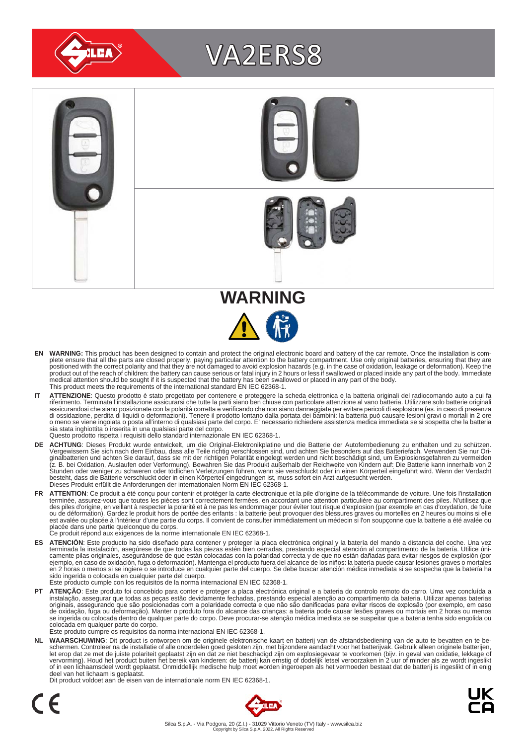# VA2ERS8

## WARNING

**EN** **WARNING:** This product has been designed to contain and protect the original electronic board and battery of the car remote. Once the installation is complete ensure that all the parts are closed properly, paying particular attention to the battery compartment. Use only original batteries, ensuring that they are positioned with the correct polarity and that they are not damaged to avoid explosion hazards (e.g. in the case of oxidation, leakage or deformation). Keep the product out of the reach of children: the battery can cause serious or fatal injury in 2 hours or less if swallowed or placed inside any part of the body. Immediate medical attention should be sought if it is suspected that the battery has been swallowed or placed in any part of the body.
This product meets the requirements of the international standard EN IEC 62368-1.

**IT** **ATTENZIONE**: Questo prodotto è stato progettato per contenere e proteggere la scheda elettronica e la batteria originali del radiocomando auto a cui fa riferimento. Terminata l'installazione assicurarsi che tutte la parti siano ben chiuse con particolare attenzione al vano batteria. Utilizzare solo batterie originali assicurandosi che siano posizionate con la polarità corretta e verificando che non siano danneggiate per evitare pericoli di esplosione (es. in caso di presenza di ossidazione, perdita di liquidi o deformazioni). Tenere il prodotto lontano dalla portata dei bambini: la batteria può causare lesioni gravi o mortali in 2 ore o meno se viene ingoiata o posta all'interno di qualsiasi parte del corpo. E' necessario richiedere assistenza medica immediata se si sospetta che la batteria sia stata inghiottita o inserita in una qualsiasi parte del corpo.
Questo prodotto rispetta i requisiti dello standard internazionale EN IEC 62368-1.

**DE** **ACHTUNG**: Dieses Produkt wurde entwickelt, um die Original-Elektronikplatine und die Batterie der Autofernbedienung zu enthalten und zu schützen. Vergewissern Sie sich nach dem Einbau, dass alle Teile richtig verschlossen sind, und achten Sie besonders auf das Batteriefach. Verwenden Sie nur Originalbatterien und achten Sie darauf, dass sie mit der richtigen Polarität eingelegt werden und nicht beschädigt sind, um Explosionsgefahren zu vermeiden (z. B. bei Oxidation, Auslaufen oder Verformung). Bewahren Sie das Produkt außerhalb der Reichweite von Kindern auf: Die Batterie kann innerhalb von 2 Stunden oder weniger zu schweren oder tödlichen Verletzungen führen, wenn sie verschluckt oder in einen Körperteil eingeführt wird. Wenn der Verdacht besteht, dass die Batterie verschluckt oder in einen Körperteil eingedrungen ist, muss sofort ein Arzt aufgesucht werden.
Dieses Produkt erfüllt die Anforderungen der internationalen Norm EN IEC 62368-1.

**FR** **ATTENTION**: Ce produit a été conçu pour contenir et protéger la carte électronique et la pile d'origine de la télécommande de voiture. Une fois l'installation terminée, assurez-vous que toutes les pièces sont correctement fermées, en accordant une attention particulière au compartiment des piles. N'utilisez que des piles d'origine, en veillant à respecter la polarité et à ne pas les endommager pour éviter tout risque d'explosion (par exemple en cas d'oxydation, de fuite ou de déformation). Gardez le produit hors de portée des enfants : la batterie peut provoquer des blessures graves ou mortelles en 2 heures ou moins si elle est avalée ou placée à l'intérieur d'une partie du corps. Il convient de consulter immédiatement un médecin si l'on soupçonne que la batterie a été avalée ou placée dans une partie quelconque du corps.
Ce produit répond aux exigences de la norme internationale EN IEC 62368-1.

**ES** **ATENCIÓN**: Este producto ha sido diseñado para contener y proteger la placa electrónica original y la batería del mando a distancia del coche. Una vez terminada la instalación, asegúrese de que todas las piezas estén bien cerradas, prestando especial atención al compartimento de la batería. Utilice únicamente pilas originales, asegurándose de que están colocadas con la polaridad correcta y de que no están dañadas para evitar riesgos de explosión (por ejemplo, en caso de oxidación, fuga o deformación). Mantenga el producto fuera del alcance de los niños: la batería puede causar lesiones graves o mortales en 2 horas o menos si se ingiere o se introduce en cualquier parte del cuerpo. Se debe buscar atención médica inmediata si se sospecha que la batería ha sido ingerida o colocada en cualquier parte del cuerpo.
Este producto cumple con los requisitos de la norma internacional EN IEC 62368-1.

**PT** **ATENÇÃO**: Este produto foi concebido para conter e proteger a placa electrónica original e a bateria do controlo remoto do carro. Uma vez concluída a instalação, assegurar que todas as peças estão devidamente fechadas, prestando especial atenção ao compartimento da bateria. Utilizar apenas baterias originais, assegurando que são posicionadas com a polaridade correcta e que não são danificadas para evitar riscos de explosão (por exemplo, em caso de oxidação, fuga ou deformação). Manter o produto fora do alcance das crianças: a bateria pode causar lesões graves ou mortais em 2 horas ou menos se ingerida ou colocada dentro de qualquer parte do corpo. Deve procurar-se atenção médica imediata se se suspeitar que a bateria tenha sido engolida ou colocada em qualquer parte do corpo.
Este produto cumpre os requisitos da norma internacional EN IEC 62368-1.

**NL** **WAARSCHUWING**: Dit product is ontworpen om de originele elektronische kaart en batterij van de afstandsbediening van de auto te bevatten en te beschermen. Controleer na de installatie of alle onderdelen goed gesloten zijn, met bijzondere aandacht voor het batterijvak. Gebruik alleen originele batterijen, let erop dat ze met de juiste polariteit geplaatst zijn en dat ze niet beschadigd zijn om explosiegevaar te voorkomen (bijv. in geval van oxidatie, lekkage of vervorming). Houd het product buiten het bereik van kinderen: de batterij kan ernstig of dodelijk letsel veroorzaken in 2 uur of minder als ze wordt ingeslikt of in een lichaamsdeel wordt geplaatst. Onmiddellijk medische hulp moet worden ingeroepen als het vermoeden bestaat dat de batterij is ingeslikt of in enig deel van het lichaam is geplaatst.
Dit product voldoet aan de eisen van de internationale norm EN IEC 62368-1.

Silca S.p.A. - Via Podgora, 20 (Z.I.) - 31029 Vittorio Veneto (TV) Italy - www.silca.biz
Copyright by Silca S.p.A. 2022. All Rights Reserved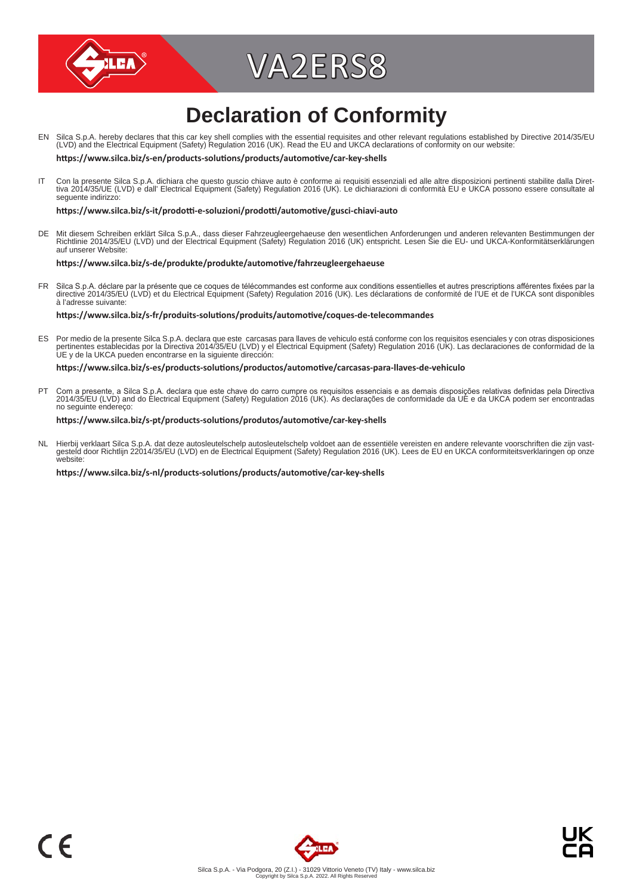# VA2ERS8

## Declaration of Conformity

EN Silca S.p.A. hereby declares that this car key shell complies with the essential requisites and other relevant regulations established by Directive 2014/35/EU (LVD) and the Electrical Equipment (Safety) Regulation 2016 (UK). Read the EU and UKCA declarations of conformity on our website:

**https://www.silca.biz/s-en/products-solutions/products/automotive/car-key-shells**

IT Con la presente Silca S.p.A. dichiara che questo guscio chiave auto è conforme ai requisiti essenziali ed alle altre disposizioni pertinenti stabilite dalla Direttiva 2014/35/UE (LVD) e dall' Electrical Equipment (Safety) Regulation 2016 (UK). Le dichiarazioni di conformità EU e UKCA possono essere consultate al seguente indirizzo:

**https://www.silca.biz/s-it/prodotti-e-soluzioni/prodotti/automotive/gusci-chiavi-auto**

DE Mit diesem Schreiben erklärt Silca S.p.A., dass dieser Fahrzeugleergehaeuse den wesentlichen Anforderungen und anderen relevanten Bestimmungen der Richtlinie 2014/35/EU (LVD) und der Electrical Equipment (Safety) Regulation 2016 (UK) entspricht. Lesen Sie die EU- und UKCA-Konformitätserklärungen auf unserer Website:

**https://www.silca.biz/s-de/produkte/produkte/automotive/fahrzeugleergehaeuse**

FR Silca S.p.A. déclare par la présente que ce coques de télécommandes est conforme aux conditions essentielles et autres prescriptions afférentes fixées par la directive 2014/35/EU (LVD) et du Electrical Equipment (Safety) Regulation 2016 (UK). Les déclarations de conformité de l'UE et de l'UKCA sont disponibles à l'adresse suivante:

**https://www.silca.biz/s-fr/produits-solutions/produits/automotive/coques-de-telecommandes**

ES Por medio de la presente Silca S.p.A. declara que este carcasas para llaves de vehiculo está conforme con los requisitos esenciales y con otras disposiciones pertinentes establecidas por la Directiva 2014/35/EU (LVD) y el Electrical Equipment (Safety) Regulation 2016 (UK). Las declaraciones de conformidad de la UE y de la UKCA pueden encontrarse en la siguiente dirección:

**https://www.silca.biz/s-es/products-solutions/productos/automotive/carcasas-para-llaves-de-vehiculo**

PT Com a presente, a Silca S.p.A. declara que este chave do carro cumpre os requisitos essenciais e as demais disposições relativas definidas pela Directiva 2014/35/EU (LVD) and do Electrical Equipment (Safety) Regulation 2016 (UK). As declarações de conformidade da UE e da UKCA podem ser encontradas no seguinte endereço:

**https://www.silca.biz/s-pt/products-solutions/produtos/automotive/car-key-shells**

NL Hierbij verklaart Silca S.p.A. dat deze autosleutelschelp autosleutelschelp voldoet aan de essentiële vereisten en andere relevante voorschriften die zijn vastgesteld door Richtlijn 22014/35/EU (LVD) en de Electrical Equipment (Safety) Regulation 2016 (UK). Lees de EU en UKCA conformiteitsverklaringen op onze website:

**https://www.silca.biz/s-nl/products-solutions/products/automotive/car-key-shells**

CE

UK CA

Silca S.p.A. - Via Podgora, 20 (Z.I.) - 31029 Vittorio Veneto (TV) Italy - www.silca.biz
Copyright by Silca S.p.A. 2022. All Rights Reserved